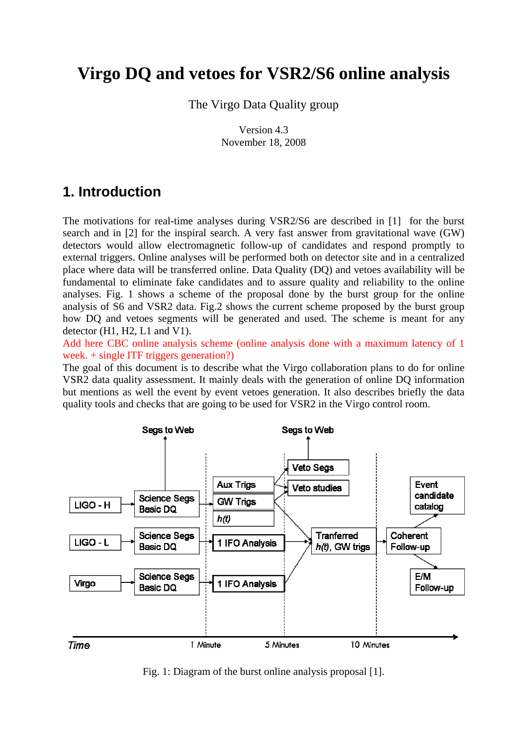# Virgo DQ and vetoes for VSR2/S6 online analysis

The Virgo Data Quality group

Version 4.3
November 18, 2008

## 1. Introduction

The motivations for real-time analyses during VSR2/S6 are described in [1] for the burst search and in [2] for the inspiral search. A very fast answer from gravitational wave (GW) detectors would allow electromagnetic follow-up of candidates and respond promptly to external triggers. Online analyses will be performed both on detector site and in a centralized place where data will be transferred online. Data Quality (DQ) and vetoes availability will be fundamental to eliminate fake candidates and to assure quality and reliability to the online analyses. Fig. 1 shows a scheme of the proposal done by the burst group for the online analysis of S6 and VSR2 data. Fig.2 shows the current scheme proposed by the burst group how DQ and vetoes segments will be generated and used. The scheme is meant for any detector (H1, H2, L1 and V1).

Add here CBC online analysis scheme (online analysis done with a maximum latency of 1 week. + single ITF triggers generation?)

The goal of this document is to describe what the Virgo collaboration plans to do for online VSR2 data quality assessment. It mainly deals with the generation of online DQ information but mentions as well the event by event vetoes generation. It also describes briefly the data quality tools and checks that are going to be used for VSR2 in the Virgo control room.

Fig. 1: Diagram of the burst online analysis proposal [1].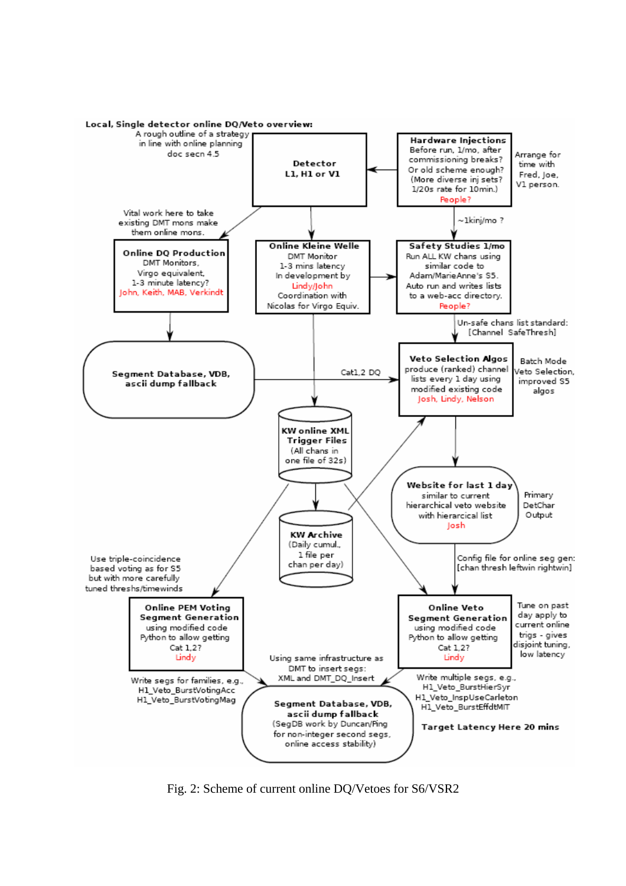**Local, Single detector online DQ/Veto overview:**
A rough outline of a strategy in line with online planning doc secn 4.5

**Detector**
L1, H1 or V1

**Hardware Injections**
Before run, 1/mo, after commissioning breaks? Or old scheme enough? (More diverse inj sets? 1/20s rate for 10min.)
People?

Arrange for time with Fred, Joe, V1 person.

~1kinj/mo ?

Vital work here to take existing DMT mons make them online mons.

**Online DQ Production**
DMT Monitors, Virgo equivalent, 1-3 minute latency?
John, Keith, MAB, Verkindt

**Online Kleine Welle**
DMT Monitor
1-3 mins latency
In development by Lindy/John
Coordination with Nicolas for Virgo Equiv.

**Safety Studies 1/mo**
Run ALL KW chans using similar code to Adam/MarieAnne's S5. Auto run and writes lists to a web-acc directory.
People?

Un-safe chans list standard: [Channel SafeThresh]

**Segment Database, VDB, ascii dump fallback**

Cat1,2 DQ

**Veto Selection Algos**
produce (ranked) channel lists every 1 day using modified existing code
Josh, Lindy, Nelson

Batch Mode Veto Selection, improved S5 algos

**KW online XML Trigger Files**
(All chans in one file of 32s)

**KW Archive**
(Daily cumul., 1 file per chan per day)

**Website for last 1 day**
similar to current hierarchical veto website with hierarcical list
Josh

Primary DetChar Output

Config file for online seg gen: [chan thresh leftwin rightwin]

Use triple-coincidence based voting as for S5 but with more carefully tuned threshs/timewinds

**Online PEM Voting Segment Generation**
using modified code Python to allow getting Cat 1,2?
Lindy

**Online Veto Segment Generation**
using modified code Python to allow getting Cat 1,2?
Lindy

Tune on past day apply to current online trigs - gives disjoint tuning, low latency

Write segs for families, e.g., H1_Veto_BurstVotingAcc H1_Veto_BurstVotingMag

Using same infrastructure as DMT to insert segs: XML and DMT_DQ_Insert

Write multiple segs, e.g., H1_Veto_BurstHierSyr H1_Veto_InspUseCarleton H1_Veto_BurstEffdtMIT

**Segment Database, VDB, ascii dump fallback**
(SegDB work by Duncan/Ping for non-integer second segs, online access stability)

**Target Latency Here 20 mins**

Fig. 2: Scheme of current online DQ/Vetoes for S6/VSR2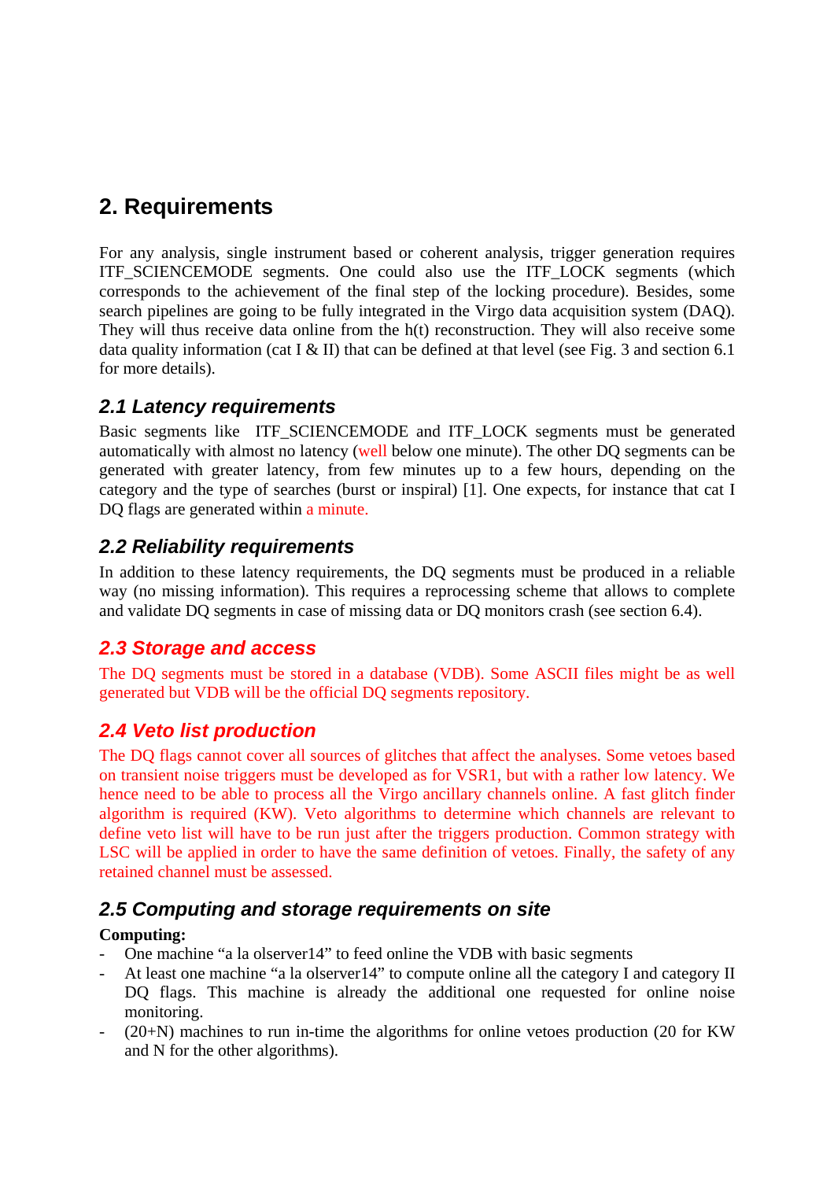## 2. Requirements

For any analysis, single instrument based or coherent analysis, trigger generation requires ITF_SCIENCEMODE segments. One could also use the ITF_LOCK segments (which corresponds to the achievement of the final step of the locking procedure). Besides, some search pipelines are going to be fully integrated in the Virgo data acquisition system (DAQ). They will thus receive data online from the h(t) reconstruction. They will also receive some data quality information (cat I & II) that can be defined at that level (see Fig. 3 and section 6.1 for more details).

### 2.1 Latency requirements

Basic segments like ITF_SCIENCEMODE and ITF_LOCK segments must be generated automatically with almost no latency (well below one minute). The other DQ segments can be generated with greater latency, from few minutes up to a few hours, depending on the category and the type of searches (burst or inspiral) [1]. One expects, for instance that cat I DQ flags are generated within a minute.

### 2.2 Reliability requirements

In addition to these latency requirements, the DQ segments must be produced in a reliable way (no missing information). This requires a reprocessing scheme that allows to complete and validate DQ segments in case of missing data or DQ monitors crash (see section 6.4).

### 2.3 Storage and access

The DQ segments must be stored in a database (VDB). Some ASCII files might be as well generated but VDB will be the official DQ segments repository.

### 2.4 Veto list production

The DQ flags cannot cover all sources of glitches that affect the analyses. Some vetoes based on transient noise triggers must be developed as for VSR1, but with a rather low latency. We hence need to be able to process all the Virgo ancillary channels online. A fast glitch finder algorithm is required (KW). Veto algorithms to determine which channels are relevant to define veto list will have to be run just after the triggers production. Common strategy with LSC will be applied in order to have the same definition of vetoes. Finally, the safety of any retained channel must be assessed.

### 2.5 Computing and storage requirements on site

**Computing:**

- One machine "a la olserver14" to feed online the VDB with basic segments
- At least one machine "a la olserver14" to compute online all the category I and category II DQ flags. This machine is already the additional one requested for online noise monitoring.
- (20+N) machines to run in-time the algorithms for online vetoes production (20 for KW and N for the other algorithms).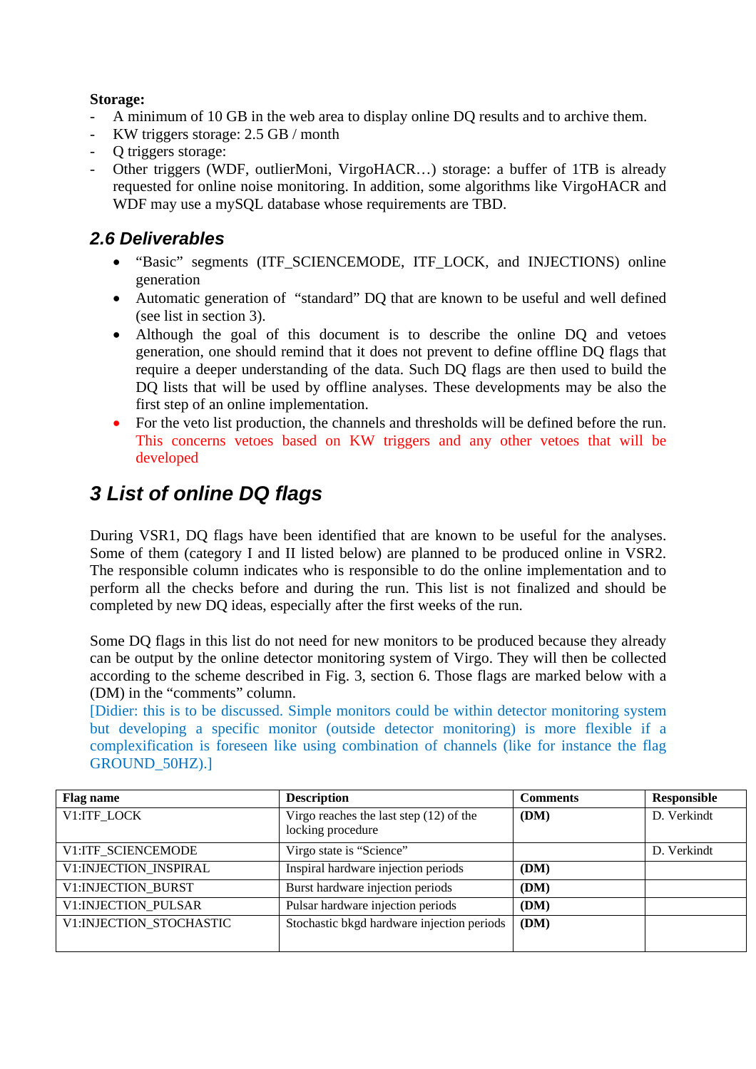**Storage:**

- A minimum of 10 GB in the web area to display online DQ results and to archive them.
- KW triggers storage: 2.5 GB / month
- Q triggers storage:
- Other triggers (WDF, outlierMoni, VirgoHACR…) storage: a buffer of 1TB is already requested for online noise monitoring. In addition, some algorithms like VirgoHACR and WDF may use a mySQL database whose requirements are TBD.

## 2.6 Deliverables

- “Basic” segments (ITF_SCIENCEMODE, ITF_LOCK, and INJECTIONS) online generation
- Automatic generation of “standard” DQ that are known to be useful and well defined (see list in section 3).
- Although the goal of this document is to describe the online DQ and vetoes generation, one should remind that it does not prevent to define offline DQ flags that require a deeper understanding of the data. Such DQ flags are then used to build the DQ lists that will be used by offline analyses. These developments may be also the first step of an online implementation.
- For the veto list production, the channels and thresholds will be defined before the run. This concerns vetoes based on KW triggers and any other vetoes that will be developed

# 3 List of online DQ flags

During VSR1, DQ flags have been identified that are known to be useful for the analyses. Some of them (category I and II listed below) are planned to be produced online in VSR2. The responsible column indicates who is responsible to do the online implementation and to perform all the checks before and during the run. This list is not finalized and should be completed by new DQ ideas, especially after the first weeks of the run.

Some DQ flags in this list do not need for new monitors to be produced because they already can be output by the online detector monitoring system of Virgo. They will then be collected according to the scheme described in Fig. 3, section 6. Those flags are marked below with a (DM) in the “comments” column.
[Didier: this is to be discussed. Simple monitors could be within detector monitoring system but developing a specific monitor (outside detector monitoring) is more flexible if a complexification is foreseen like using combination of channels (like for instance the flag GROUND_50HZ).]

| Flag name | Description | Comments | Responsible |
|---|---|---|---|
| V1:ITF_LOCK | Virgo reaches the last step (12) of the locking procedure | **(DM)** | D. Verkindt |
| V1:ITF_SCIENCEMODE | Virgo state is “Science” | | D. Verkindt |
| V1:INJECTION_INSPIRAL | Inspiral hardware injection periods | **(DM)** | |
| V1:INJECTION_BURST | Burst hardware injection periods | **(DM)** | |
| V1:INJECTION_PULSAR | Pulsar hardware injection periods | **(DM)** | |
| V1:INJECTION_STOCHASTIC | Stochastic bkgd hardware injection periods | **(DM)** | |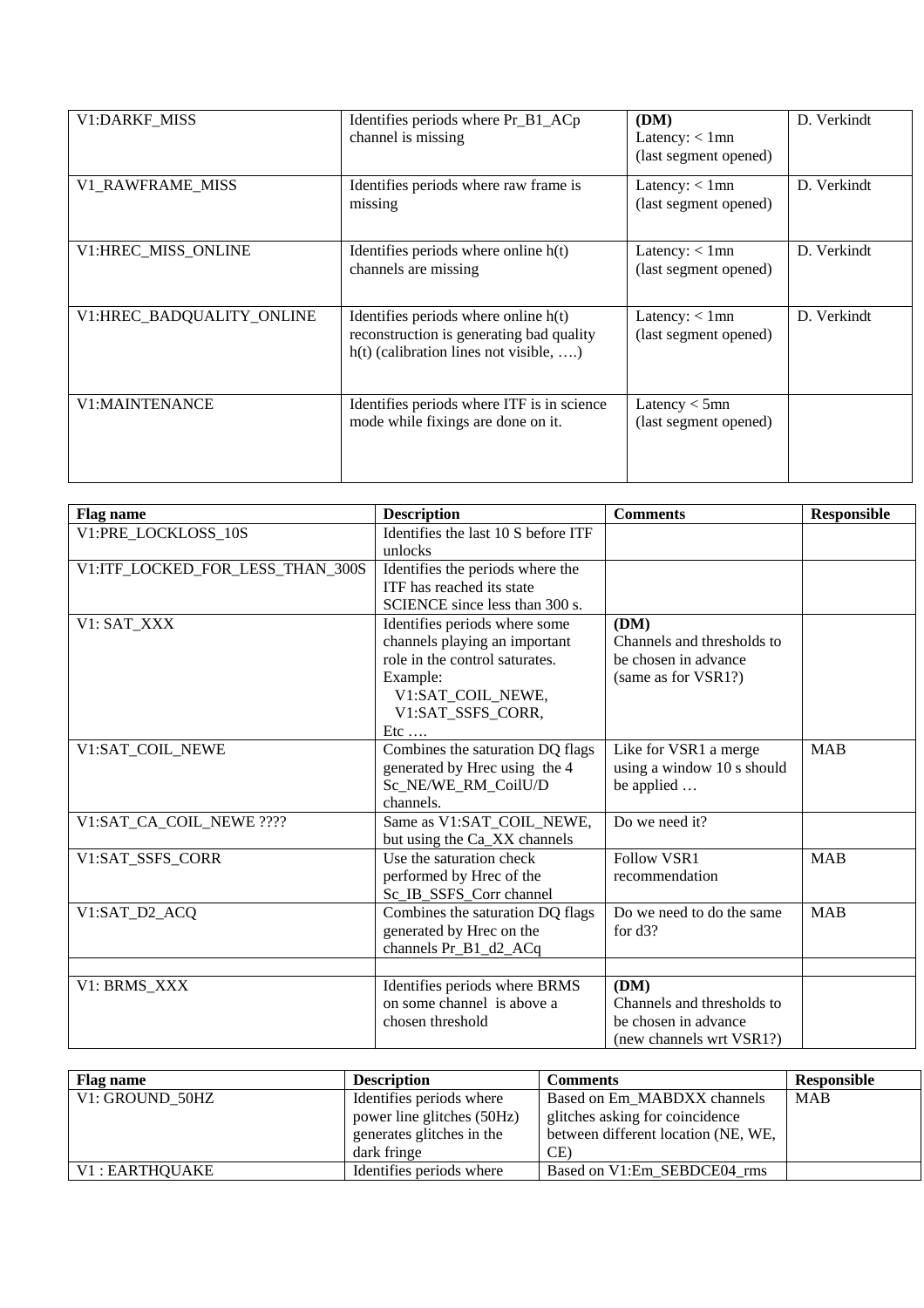| | | | |
|---|---|---|---|
| V1:DARKF_MISS | Identifies periods where Pr_B1_ACp channel is missing | **(DM)**<br>Latency: < 1mn<br>(last segment opened) | D. Verkindt |
| V1_RAWFRAME_MISS | Identifies periods where raw frame is missing | Latency: < 1mn<br>(last segment opened) | D. Verkindt |
| V1:HREC_MISS_ONLINE | Identifies periods where online h(t) channels are missing | Latency: < 1mn<br>(last segment opened) | D. Verkindt |
| V1:HREC_BADQUALITY_ONLINE | Identifies periods where online h(t) reconstruction is generating bad quality h(t) (calibration lines not visible, ….) | Latency: < 1mn<br>(last segment opened) | D. Verkindt |
| V1:MAINTENANCE | Identifies periods where ITF is in science mode while fixings are done on it. | Latency < 5mn<br>(last segment opened) | |

| **Flag name** | **Description** | **Comments** | **Responsible** |
|---|---|---|---|
| V1:PRE_LOCKLOSS_10S | Identifies the last 10 S before ITF unlocks | | |
| V1:ITF_LOCKED_FOR_LESS_THAN_300S | Identifies the periods where the ITF has reached its state SCIENCE since less than 300 s. | | |
| V1: SAT_XXX | Identifies periods where some channels playing an important role in the control saturates. Example:<br>V1:SAT_COIL_NEWE,<br>V1:SAT_SSFS_CORR,<br>Etc …. | **(DM)**<br>Channels and thresholds to be chosen in advance (same as for VSR1?) | |
| V1:SAT_COIL_NEWE | Combines the saturation DQ flags generated by Hrec using the 4 Sc_NE/WE_RM_CoilU/D channels. | Like for VSR1 a merge using a window 10 s should be applied … | MAB |
| V1:SAT_CA_COIL_NEWE ???? | Same as V1:SAT_COIL_NEWE, but using the Ca_XX channels | Do we need it? | |
| V1:SAT_SSFS_CORR | Use the saturation check performed by Hrec of the Sc_IB_SSFS_Corr channel | Follow VSR1 recommendation | MAB |
| V1:SAT_D2_ACQ | Combines the saturation DQ flags generated by Hrec on the channels Pr_B1_d2_ACq | Do we need to do the same for d3? | MAB |
| | | | |
| V1: BRMS_XXX | Identifies periods where BRMS on some channel is above a chosen threshold | **(DM)**<br>Channels and thresholds to be chosen in advance (new channels wrt VSR1?) | |

| **Flag name** | **Description** | **Comments** | **Responsible** |
|---|---|---|---|
| V1: GROUND_50HZ | Identifies periods where power line glitches (50Hz) generates glitches in the dark fringe | Based on Em_MABDXX channels glitches asking for coincidence between different location (NE, WE, CE) | MAB |
| V1 : EARTHQUAKE | Identifies periods where | Based on V1:Em_SEBDCE04_rms | |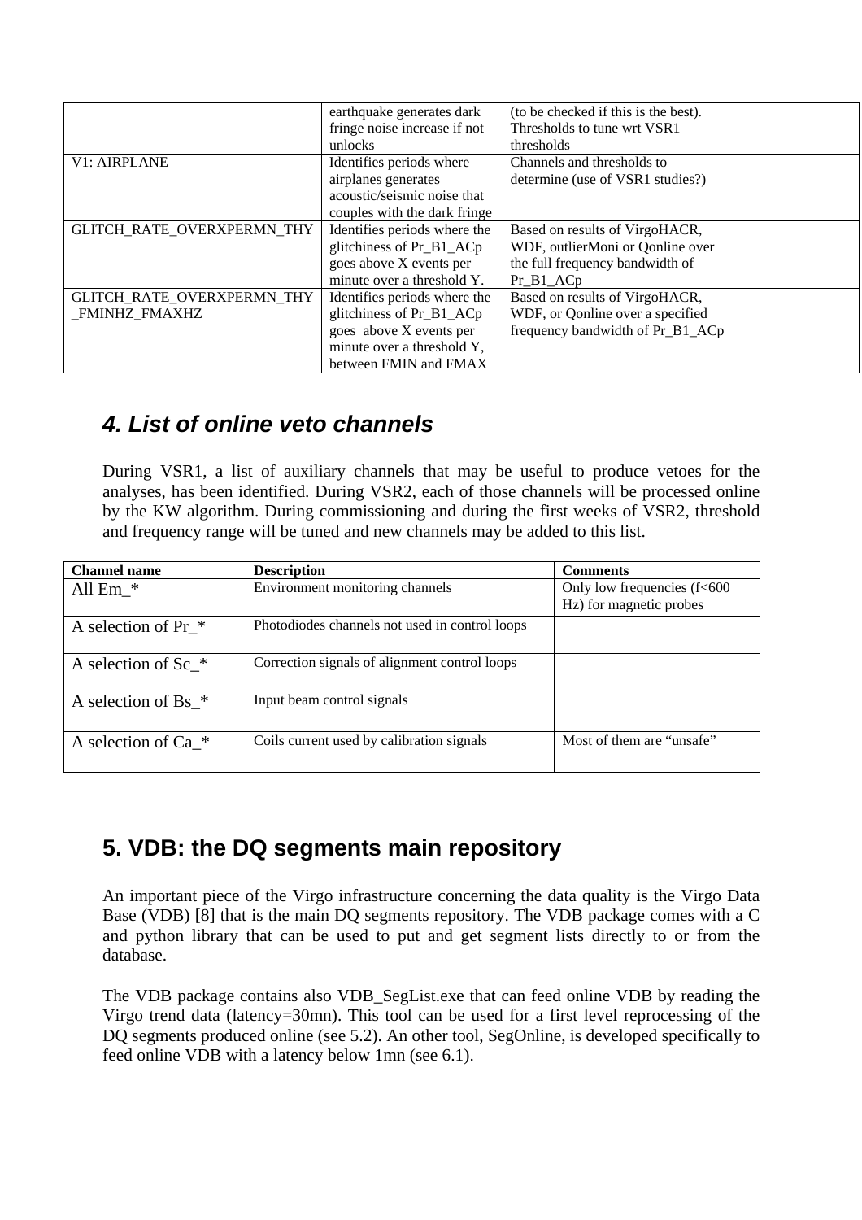| | | | |
|---|---|---|---|
| | earthquake generates dark fringe noise increase if not unlocks | (to be checked if this is the best). Thresholds to tune wrt VSR1 thresholds | |
| V1: AIRPLANE | Identifies periods where airplanes generates acoustic/seismic noise that couples with the dark fringe | Channels and thresholds to determine (use of VSR1 studies?) | |
| GLITCH_RATE_OVERXPERMN_THY | Identifies periods where the glitchiness of Pr_B1_ACp goes above X events per minute over a threshold Y. | Based on results of VirgoHACR, WDF, outlierMoni or Qonline over the full frequency bandwidth of Pr_B1_ACp | |
| GLITCH_RATE_OVERXPERMN_THY_FMINHZ_FMAXHZ | Identifies periods where the glitchiness of Pr_B1_ACp goes above X events per minute over a threshold Y, between FMIN and FMAX | Based on results of VirgoHACR, WDF, or Qonline over a specified frequency bandwidth of Pr_B1_ACp | |

## 4. List of online veto channels

During VSR1, a list of auxiliary channels that may be useful to produce vetoes for the analyses, has been identified. During VSR2, each of those channels will be processed online by the KW algorithm. During commissioning and during the first weeks of VSR2, threshold and frequency range will be tuned and new channels may be added to this list.

| Channel name | Description | Comments |
|---|---|---|
| All Em_* | Environment monitoring channels | Only low frequencies (f<600 Hz) for magnetic probes |
| A selection of Pr_* | Photodiodes channels not used in control loops | |
| A selection of Sc_* | Correction signals of alignment control loops | |
| A selection of Bs_* | Input beam control signals | |
| A selection of Ca_* | Coils current used by calibration signals | Most of them are "unsafe" |

## 5. VDB: the DQ segments main repository

An important piece of the Virgo infrastructure concerning the data quality is the Virgo Data Base (VDB) [8] that is the main DQ segments repository. The VDB package comes with a C and python library that can be used to put and get segment lists directly to or from the database.

The VDB package contains also VDB_SegList.exe that can feed online VDB by reading the Virgo trend data (latency=30mn). This tool can be used for a first level reprocessing of the DQ segments produced online (see 5.2). An other tool, SegOnline, is developed specifically to feed online VDB with a latency below 1mn (see 6.1).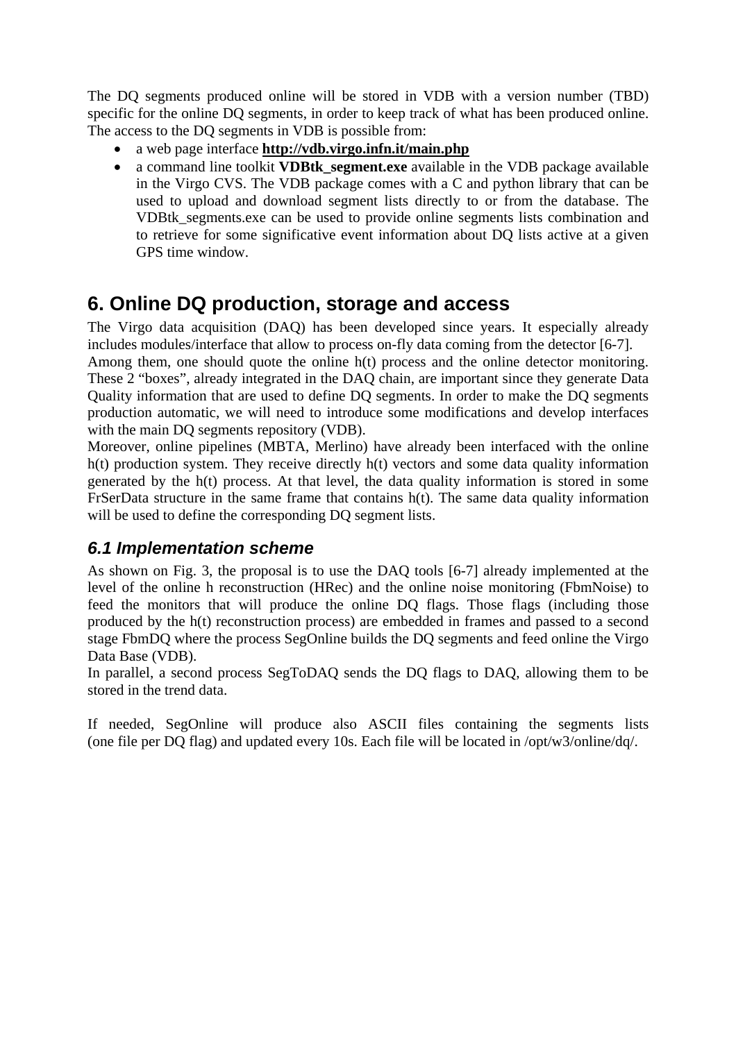The DQ segments produced online will be stored in VDB with a version number (TBD) specific for the online DQ segments, in order to keep track of what has been produced online. The access to the DQ segments in VDB is possible from:

- a web page interface **http://vdb.virgo.infn.it/main.php**
- a command line toolkit **VDBtk_segment.exe** available in the VDB package available in the Virgo CVS. The VDB package comes with a C and python library that can be used to upload and download segment lists directly to or from the database. The VDBtk_segments.exe can be used to provide online segments lists combination and to retrieve for some significative event information about DQ lists active at a given GPS time window.

# 6. Online DQ production, storage and access

The Virgo data acquisition (DAQ) has been developed since years. It especially already includes modules/interface that allow to process on-fly data coming from the detector [6-7].

Among them, one should quote the online h(t) process and the online detector monitoring. These 2 "boxes", already integrated in the DAQ chain, are important since they generate Data Quality information that are used to define DQ segments. In order to make the DQ segments production automatic, we will need to introduce some modifications and develop interfaces with the main DQ segments repository (VDB).

Moreover, online pipelines (MBTA, Merlino) have already been interfaced with the online h(t) production system. They receive directly h(t) vectors and some data quality information generated by the h(t) process. At that level, the data quality information is stored in some FrSerData structure in the same frame that contains h(t). The same data quality information will be used to define the corresponding DQ segment lists.

## *6.1 Implementation scheme*

As shown on Fig. 3, the proposal is to use the DAQ tools [6-7] already implemented at the level of the online h reconstruction (HRec) and the online noise monitoring (FbmNoise) to feed the monitors that will produce the online DQ flags. Those flags (including those produced by the h(t) reconstruction process) are embedded in frames and passed to a second stage FbmDQ where the process SegOnline builds the DQ segments and feed online the Virgo Data Base (VDB).

In parallel, a second process SegToDAQ sends the DQ flags to DAQ, allowing them to be stored in the trend data.

If needed, SegOnline will produce also ASCII files containing the segments lists (one file per DQ flag) and updated every 10s. Each file will be located in /opt/w3/online/dq/.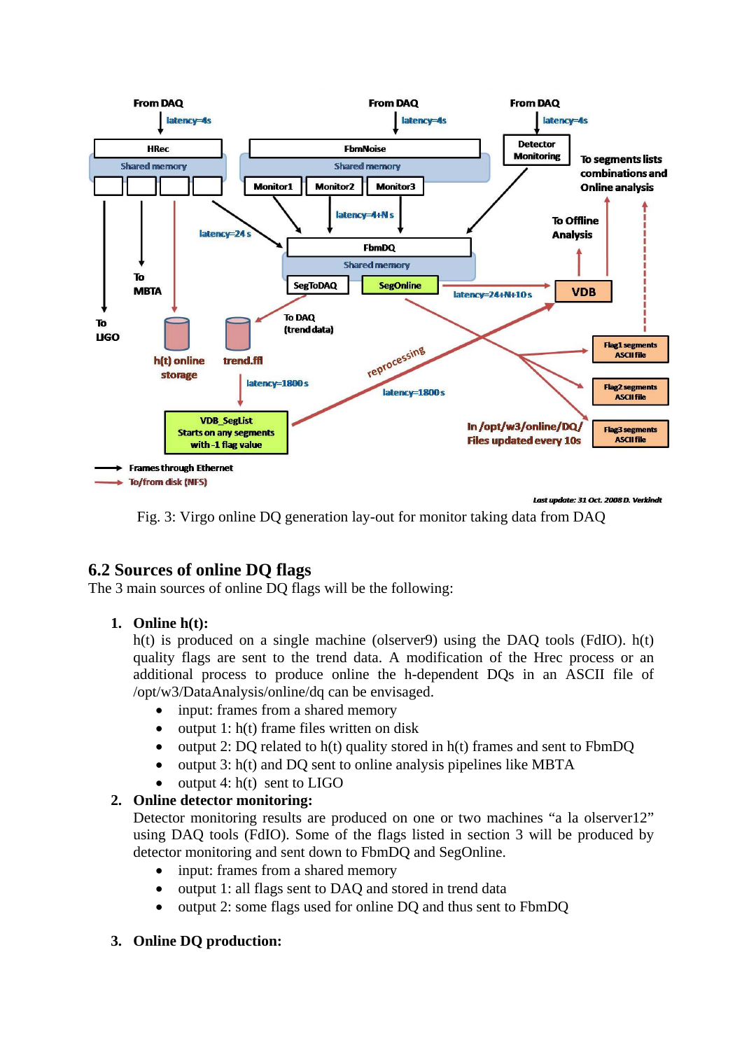Fig. 3: Virgo online DQ generation lay-out for monitor taking data from DAQ

## 6.2 Sources of online DQ flags

The 3 main sources of online DQ flags will be the following:

1. **Online h(t):**
   h(t) is produced on a single machine (olserver9) using the DAQ tools (FdIO). h(t) quality flags are sent to the trend data. A modification of the Hrec process or an additional process to produce online the h-dependent DQs in an ASCII file of /opt/w3/DataAnalysis/online/dq can be envisaged.
   - input: frames from a shared memory
   - output 1: h(t) frame files written on disk
   - output 2: DQ related to h(t) quality stored in h(t) frames and sent to FbmDQ
   - output 3: h(t) and DQ sent to online analysis pipelines like MBTA
   - output 4: h(t) sent to LIGO
2. **Online detector monitoring:**
   Detector monitoring results are produced on one or two machines “a la olserver12” using DAQ tools (FdIO). Some of the flags listed in section 3 will be produced by detector monitoring and sent down to FbmDQ and SegOnline.
   - input: frames from a shared memory
   - output 1: all flags sent to DAQ and stored in trend data
   - output 2: some flags used for online DQ and thus sent to FbmDQ
3. **Online DQ production:**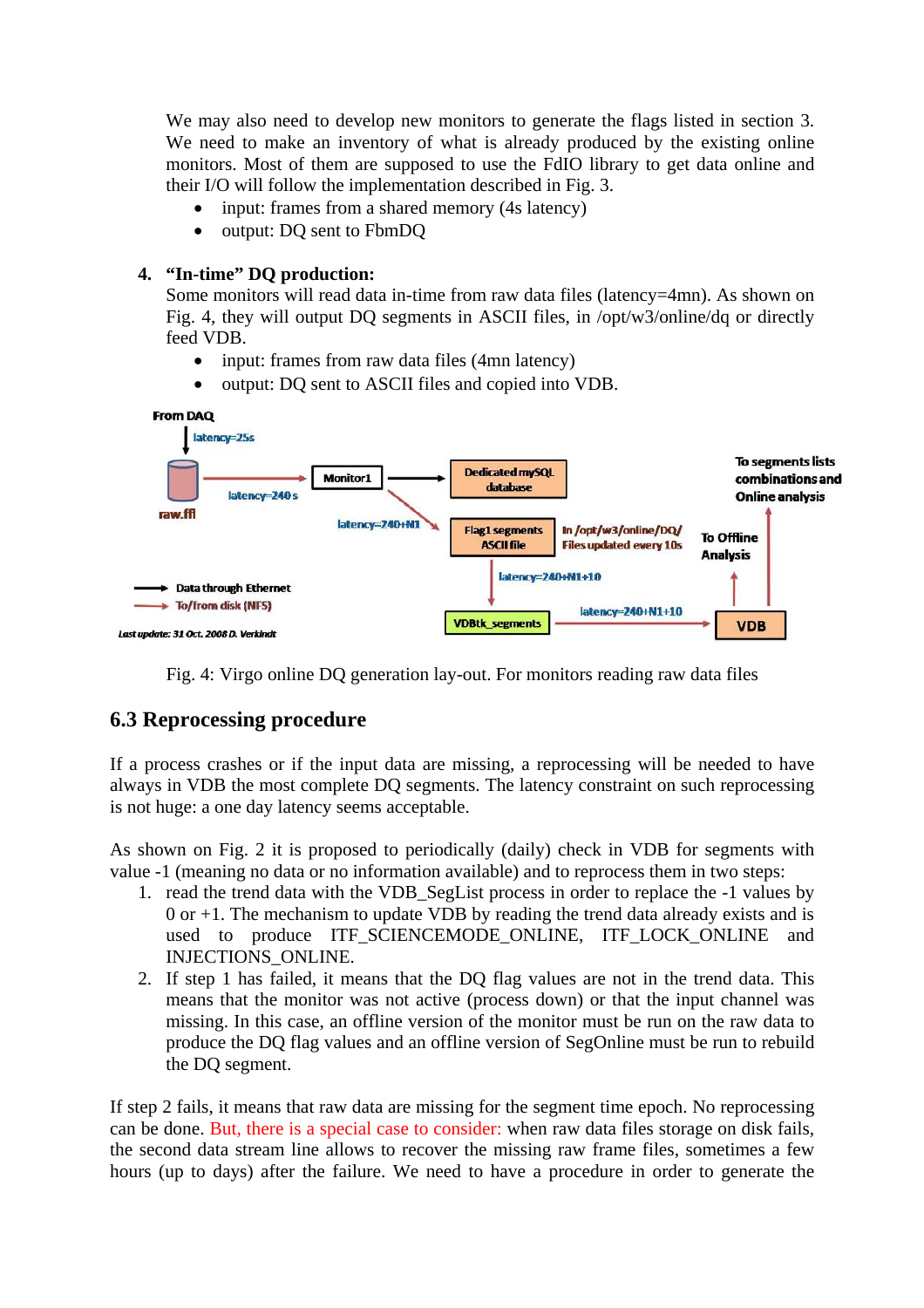We may also need to develop new monitors to generate the flags listed in section 3. We need to make an inventory of what is already produced by the existing online monitors. Most of them are supposed to use the FdIO library to get data online and their I/O will follow the implementation described in Fig. 3.

- input: frames from a shared memory (4s latency)
- output: DQ sent to FbmDQ

4. **"In-time" DQ production:**
   Some monitors will read data in-time from raw data files (latency=4mn). As shown on Fig. 4, they will output DQ segments in ASCII files, in /opt/w3/online/dq or directly feed VDB.
   - input: frames from raw data files (4mn latency)
   - output: DQ sent to ASCII files and copied into VDB.

From DAQ

latency=25s

raw.ffl

latency=240 s

Monitor1

Dedicated mySQL database

latency=240+N1

Flag1 segments ASCII file

In /opt/w3/online/DQ/ Files updated every 10s

To segments lists combinations and Online analysis

To Offline Analysis

latency=240+N1+10

VDBtk_segments

latency=240+N1+10

VDB

Data through Ethernet

To/from disk (NFS)

*Last update: 31 Oct. 2008 D. Verkindt*

Fig. 4: Virgo online DQ generation lay-out. For monitors reading raw data files

## 6.3 Reprocessing procedure

If a process crashes or if the input data are missing, a reprocessing will be needed to have always in VDB the most complete DQ segments. The latency constraint on such reprocessing is not huge: a one day latency seems acceptable.

As shown on Fig. 2 it is proposed to periodically (daily) check in VDB for segments with value -1 (meaning no data or no information available) and to reprocess them in two steps:

1. read the trend data with the VDB_SegList process in order to replace the -1 values by 0 or +1. The mechanism to update VDB by reading the trend data already exists and is used to produce ITF_SCIENCEMODE_ONLINE, ITF_LOCK_ONLINE and INJECTIONS_ONLINE.
2. If step 1 has failed, it means that the DQ flag values are not in the trend data. This means that the monitor was not active (process down) or that the input channel was missing. In this case, an offline version of the monitor must be run on the raw data to produce the DQ flag values and an offline version of SegOnline must be run to rebuild the DQ segment.

If step 2 fails, it means that raw data are missing for the segment time epoch. No reprocessing can be done. But, there is a special case to consider: when raw data files storage on disk fails, the second data stream line allows to recover the missing raw frame files, sometimes a few hours (up to days) after the failure. We need to have a procedure in order to generate the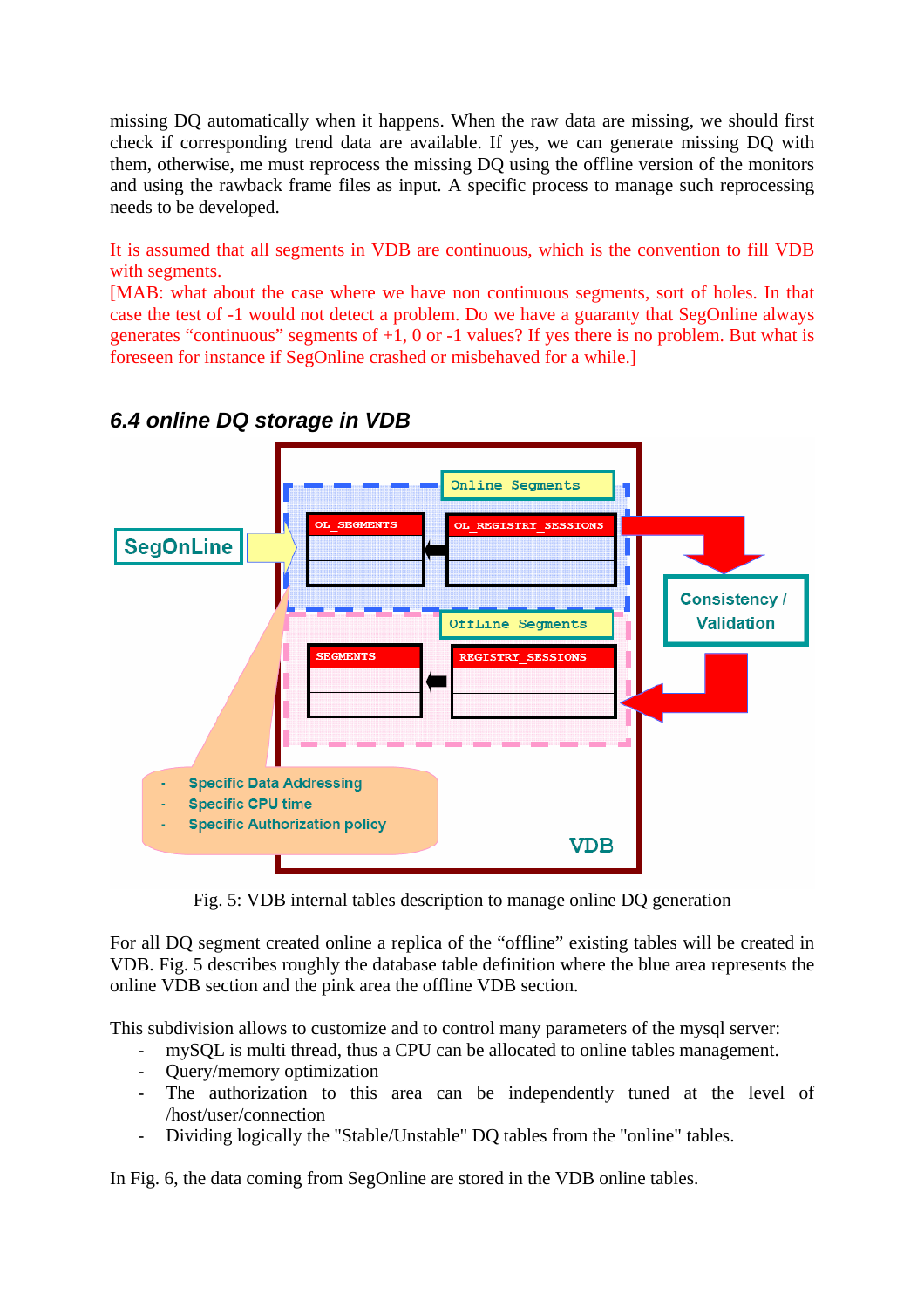missing DQ automatically when it happens. When the raw data are missing, we should first check if corresponding trend data are available. If yes, we can generate missing DQ with them, otherwise, me must reprocess the missing DQ using the offline version of the monitors and using the rawback frame files as input. A specific process to manage such reprocessing needs to be developed.

It is assumed that all segments in VDB are continuous, which is the convention to fill VDB with segments.
[MAB: what about the case where we have non continuous segments, sort of holes. In that case the test of -1 would not detect a problem. Do we have a guaranty that SegOnline always generates "continuous" segments of +1, 0 or -1 values? If yes there is no problem. But what is foreseen for instance if SegOnline crashed or misbehaved for a while.]

### 6.4 online DQ storage in VDB

Fig. 5: VDB internal tables description to manage online DQ generation

For all DQ segment created online a replica of the "offline" existing tables will be created in VDB. Fig. 5 describes roughly the database table definition where the blue area represents the online VDB section and the pink area the offline VDB section.

This subdivision allows to customize and to control many parameters of the mysql server:

- mySQL is multi thread, thus a CPU can be allocated to online tables management.
- Query/memory optimization
- The authorization to this area can be independently tuned at the level of /host/user/connection
- Dividing logically the "Stable/Unstable" DQ tables from the "online" tables.

In Fig. 6, the data coming from SegOnline are stored in the VDB online tables.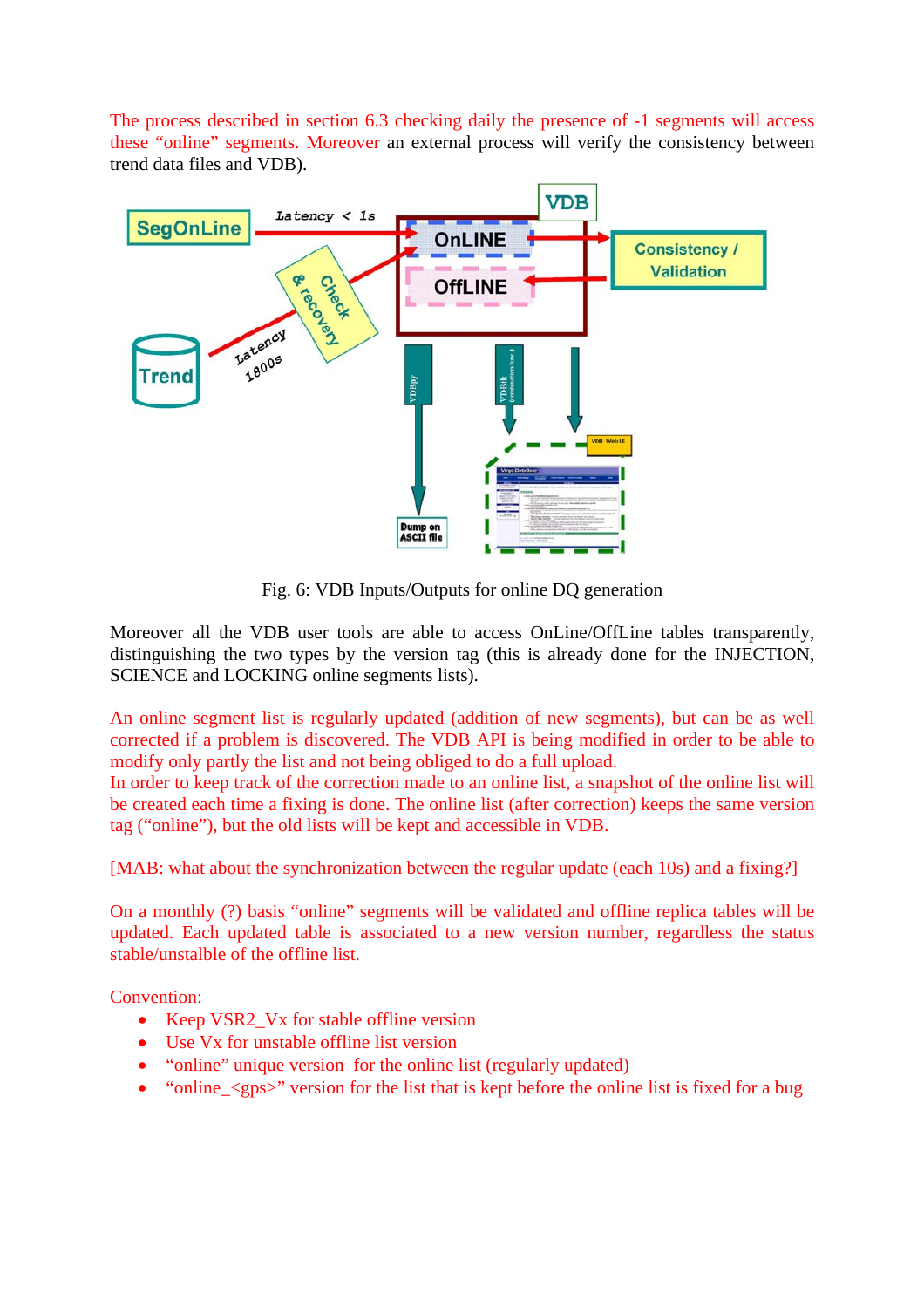The process described in section 6.3 checking daily the presence of -1 segments will access these "online" segments. Moreover an external process will verify the consistency between trend data files and VDB).

Fig. 6: VDB Inputs/Outputs for online DQ generation

Moreover all the VDB user tools are able to access OnLine/OffLine tables transparently, distinguishing the two types by the version tag (this is already done for the INJECTION, SCIENCE and LOCKING online segments lists).

An online segment list is regularly updated (addition of new segments), but can be as well corrected if a problem is discovered. The VDB API is being modified in order to be able to modify only partly the list and not being obliged to do a full upload.
In order to keep track of the correction made to an online list, a snapshot of the online list will be created each time a fixing is done. The online list (after correction) keeps the same version tag ("online"), but the old lists will be kept and accessible in VDB.

[MAB: what about the synchronization between the regular update (each 10s) and a fixing?]

On a monthly (?) basis "online" segments will be validated and offline replica tables will be updated. Each updated table is associated to a new version number, regardless the status stable/unstable of the offline list.

Convention:

- Keep VSR2_Vx for stable offline version
- Use Vx for unstable offline list version
- "online" unique version for the online list (regularly updated)
- "online_<gps>" version for the list that is kept before the online list is fixed for a bug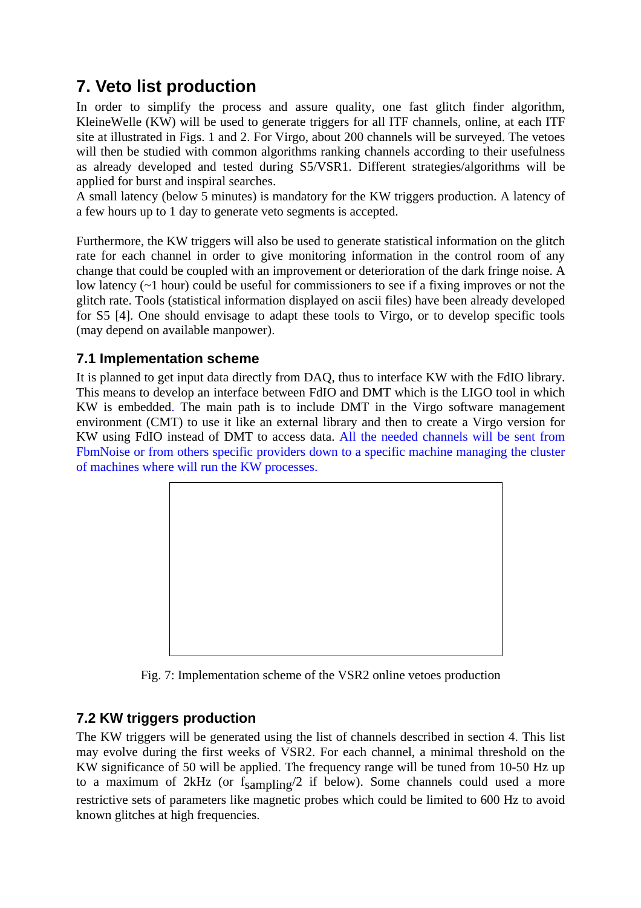# 7. Veto list production

In order to simplify the process and assure quality, one fast glitch finder algorithm, KleineWelle (KW) will be used to generate triggers for all ITF channels, online, at each ITF site at illustrated in Figs. 1 and 2. For Virgo, about 200 channels will be surveyed. The vetoes will then be studied with common algorithms ranking channels according to their usefulness as already developed and tested during S5/VSR1. Different strategies/algorithms will be applied for burst and inspiral searches.

A small latency (below 5 minutes) is mandatory for the KW triggers production. A latency of a few hours up to 1 day to generate veto segments is accepted.

Furthermore, the KW triggers will also be used to generate statistical information on the glitch rate for each channel in order to give monitoring information in the control room of any change that could be coupled with an improvement or deterioration of the dark fringe noise. A low latency (~1 hour) could be useful for commissioners to see if a fixing improves or not the glitch rate. Tools (statistical information displayed on ascii files) have been already developed for S5 [4]. One should envisage to adapt these tools to Virgo, or to develop specific tools (may depend on available manpower).

## 7.1 Implementation scheme

It is planned to get input data directly from DAQ, thus to interface KW with the FdIO library. This means to develop an interface between FdIO and DMT which is the LIGO tool in which KW is embedded. The main path is to include DMT in the Virgo software management environment (CMT) to use it like an external library and then to create a Virgo version for KW using FdIO instead of DMT to access data. All the needed channels will be sent from FbmNoise or from others specific providers down to a specific machine managing the cluster of machines where will run the KW processes.

Fig. 7: Implementation scheme of the VSR2 online vetoes production

## 7.2 KW triggers production

The KW triggers will be generated using the list of channels described in section 4. This list may evolve during the first weeks of VSR2. For each channel, a minimal threshold on the KW significance of 50 will be applied. The frequency range will be tuned from 10-50 Hz up to a maximum of 2kHz (or $f_{sampling}/2$ if below). Some channels could used a more restrictive sets of parameters like magnetic probes which could be limited to 600 Hz to avoid known glitches at high frequencies.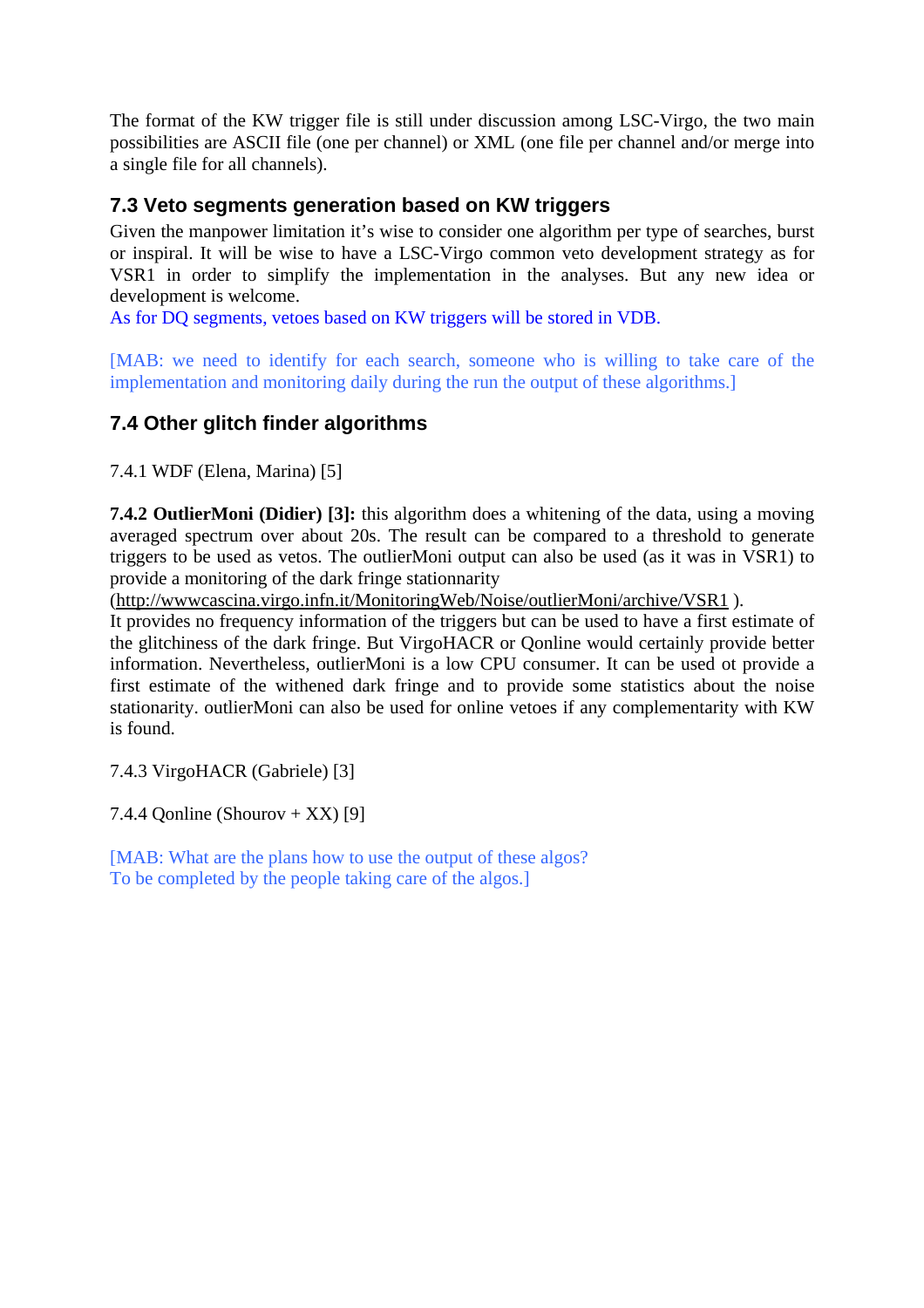The format of the KW trigger file is still under discussion among LSC-Virgo, the two main possibilities are ASCII file (one per channel) or XML (one file per channel and/or merge into a single file for all channels).

### 7.3 Veto segments generation based on KW triggers

Given the manpower limitation it's wise to consider one algorithm per type of searches, burst or inspiral. It will be wise to have a LSC-Virgo common veto development strategy as for VSR1 in order to simplify the implementation in the analyses. But any new idea or development is welcome.
As for DQ segments, vetoes based on KW triggers will be stored in VDB.

[MAB: we need to identify for each search, someone who is willing to take care of the implementation and monitoring daily during the run the output of these algorithms.]

### 7.4 Other glitch finder algorithms

7.4.1 WDF (Elena, Marina) [5]

**7.4.2 OutlierMoni (Didier) [3]:** this algorithm does a whitening of the data, using a moving averaged spectrum over about 20s. The result can be compared to a threshold to generate triggers to be used as vetos. The outlierMoni output can also be used (as it was in VSR1) to provide a monitoring of the dark fringe stationnarity (http://wwwcascina.virgo.infn.it/MonitoringWeb/Noise/outlierMoni/archive/VSR1 ).
It provides no frequency information of the triggers but can be used to have a first estimate of the glitchiness of the dark fringe. But VirgoHACR or Qonline would certainly provide better information. Nevertheless, outlierMoni is a low CPU consumer. It can be used ot provide a first estimate of the withened dark fringe and to provide some statistics about the noise stationarity. outlierMoni can also be used for online vetoes if any complementarity with KW is found.

7.4.3 VirgoHACR (Gabriele) [3]

7.4.4 Qonline (Shourov + XX) [9]

[MAB: What are the plans how to use the output of these algos?
To be completed by the people taking care of the algos.]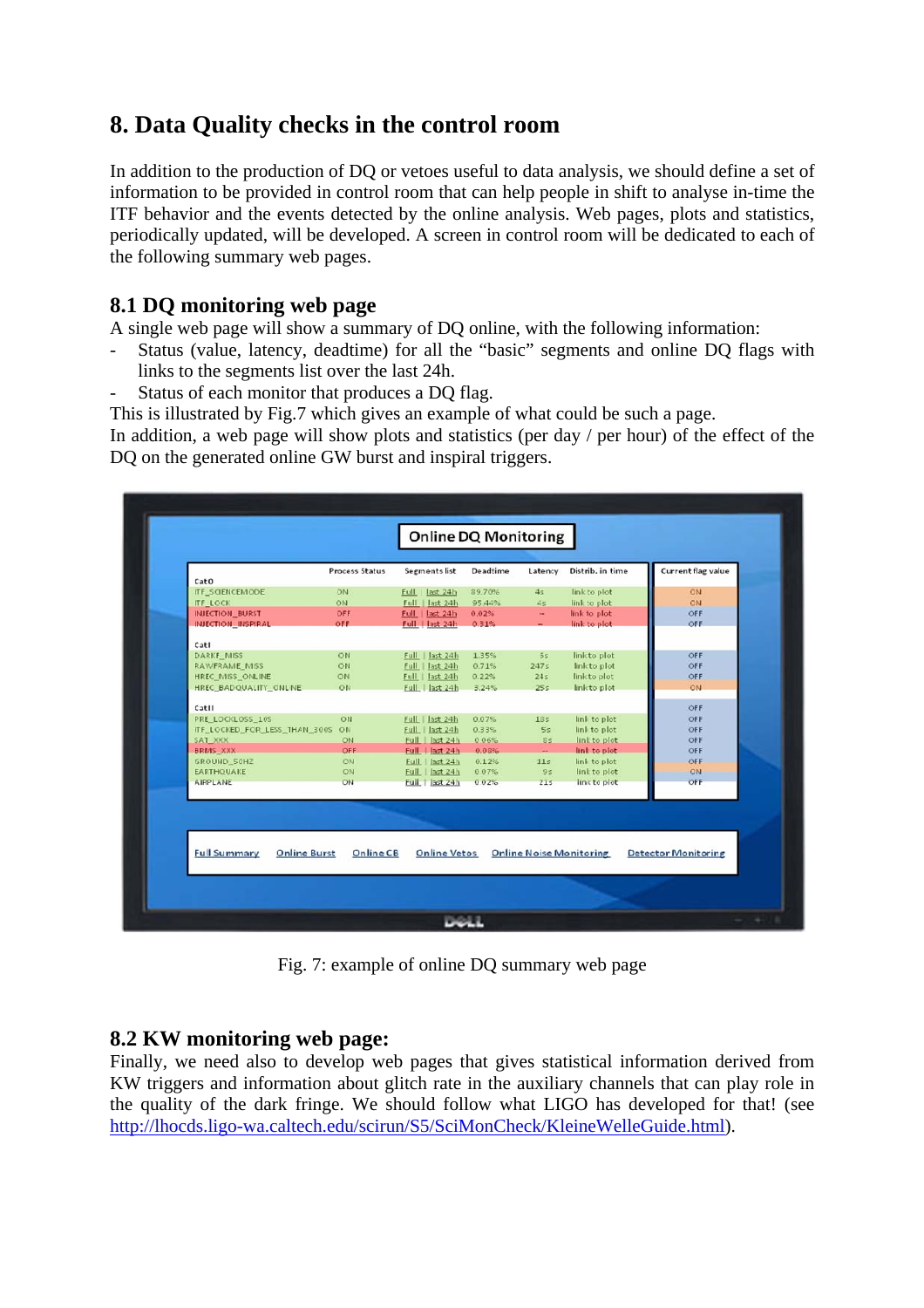# 8. Data Quality checks in the control room

In addition to the production of DQ or vetoes useful to data analysis, we should define a set of information to be provided in control room that can help people in shift to analyse in-time the ITF behavior and the events detected by the online analysis. Web pages, plots and statistics, periodically updated, will be developed. A screen in control room will be dedicated to each of the following summary web pages.

## 8.1 DQ monitoring web page

A single web page will show a summary of DQ online, with the following information:

- Status (value, latency, deadtime) for all the "basic" segments and online DQ flags with links to the segments list over the last 24h.
- Status of each monitor that produces a DQ flag.

This is illustrated by Fig.7 which gives an example of what could be such a page.

In addition, a web page will show plots and statistics (per day / per hour) of the effect of the DQ on the generated online GW burst and inspiral triggers.

Fig. 7: example of online DQ summary web page

## 8.2 KW monitoring web page:

Finally, we need also to develop web pages that gives statistical information derived from KW triggers and information about glitch rate in the auxiliary channels that can play role in the quality of the dark fringe. We should follow what LIGO has developed for that! (see http://lhocds.ligo-wa.caltech.edu/scirun/S5/SciMonCheck/KleineWelleGuide.html).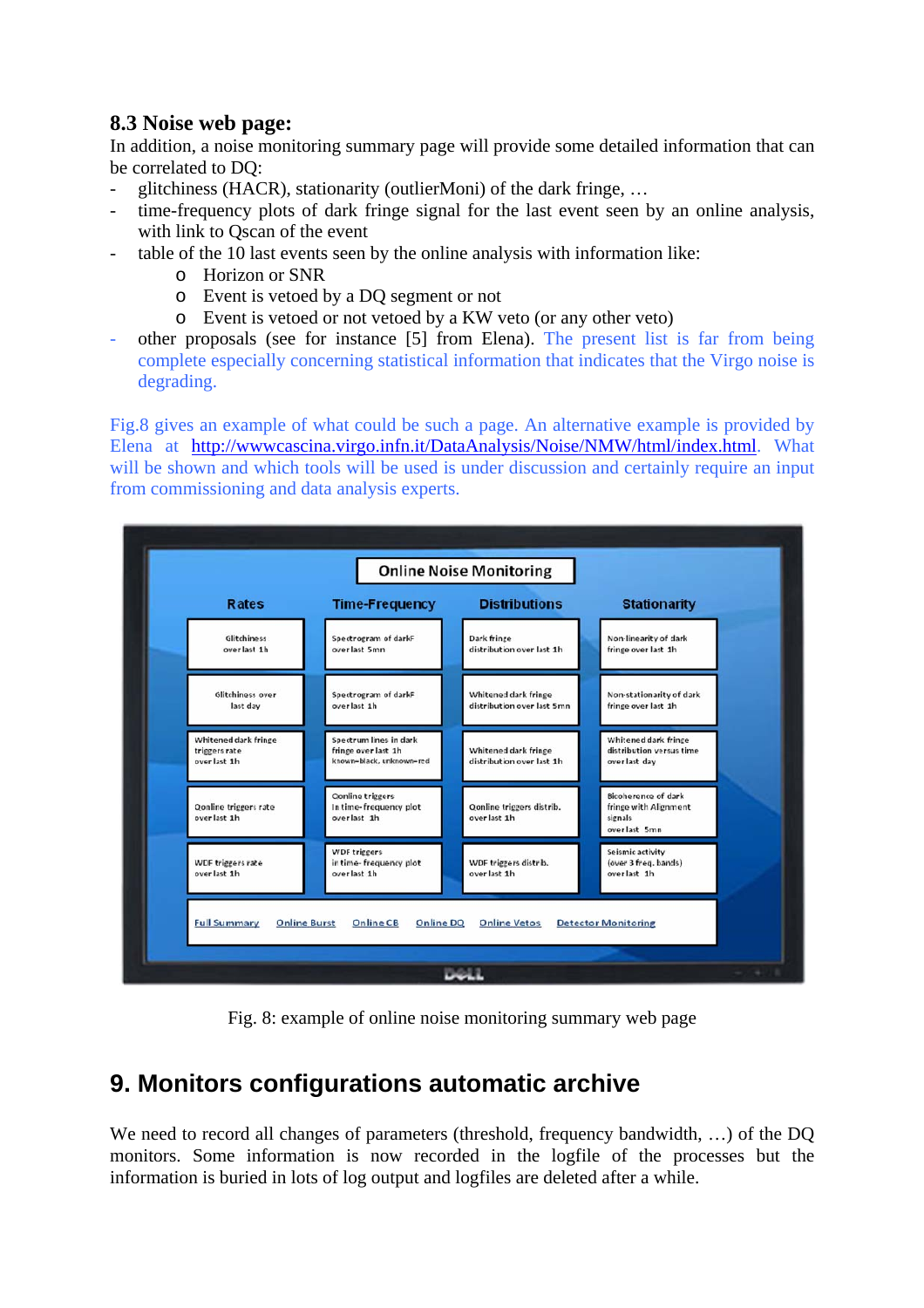### 8.3 Noise web page:

In addition, a noise monitoring summary page will provide some detailed information that can be correlated to DQ:

- glitchiness (HACR), stationarity (outlierMoni) of the dark fringe, …
- time-frequency plots of dark fringe signal for the last event seen by an online analysis, with link to Qscan of the event
- table of the 10 last events seen by the online analysis with information like:
  - Horizon or SNR
  - Event is vetoed by a DQ segment or not
  - Event is vetoed or not vetoed by a KW veto (or any other veto)
- other proposals (see for instance [5] from Elena). The present list is far from being complete especially concerning statistical information that indicates that the Virgo noise is degrading.

Fig.8 gives an example of what could be such a page. An alternative example is provided by Elena at http://wwwcascina.virgo.infn.it/DataAnalysis/Noise/NMW/html/index.html. What will be shown and which tools will be used is under discussion and certainly require an input from commissioning and data analysis experts.

Fig. 8: example of online noise monitoring summary web page

## 9. Monitors configurations automatic archive

We need to record all changes of parameters (threshold, frequency bandwidth, …) of the DQ monitors. Some information is now recorded in the logfile of the processes but the information is buried in lots of log output and logfiles are deleted after a while.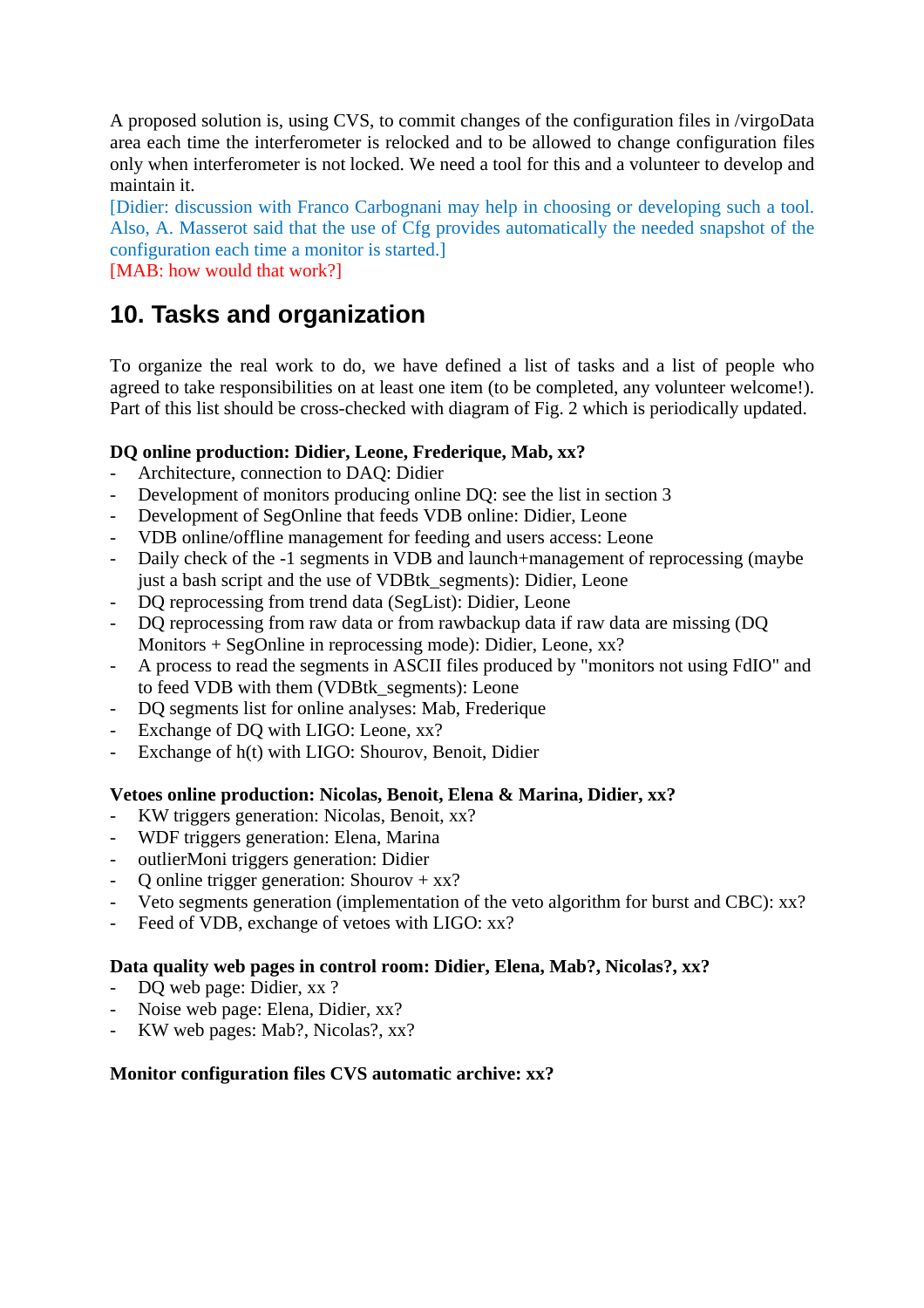A proposed solution is, using CVS, to commit changes of the configuration files in /virgoData area each time the interferometer is relocked and to be allowed to change configuration files only when interferometer is not locked. We need a tool for this and a volunteer to develop and maintain it.
[Didier: discussion with Franco Carbognani may help in choosing or developing such a tool. Also, A. Masserot said that the use of Cfg provides automatically the needed snapshot of the configuration each time a monitor is started.]
[MAB: how would that work?]

## 10. Tasks and organization

To organize the real work to do, we have defined a list of tasks and a list of people who agreed to take responsibilities on at least one item (to be completed, any volunteer welcome!). Part of this list should be cross-checked with diagram of Fig. 2 which is periodically updated.

**DQ online production: Didier, Leone, Frederique, Mab, xx?**

- Architecture, connection to DAQ: Didier
- Development of monitors producing online DQ: see the list in section 3
- Development of SegOnline that feeds VDB online: Didier, Leone
- VDB online/offline management for feeding and users access: Leone
- Daily check of the -1 segments in VDB and launch+management of reprocessing (maybe just a bash script and the use of VDBtk_segments): Didier, Leone
- DQ reprocessing from trend data (SegList): Didier, Leone
- DQ reprocessing from raw data or from rawbackup data if raw data are missing (DQ Monitors + SegOnline in reprocessing mode): Didier, Leone, xx?
- A process to read the segments in ASCII files produced by "monitors not using FdIO" and to feed VDB with them (VDBtk_segments): Leone
- DQ segments list for online analyses: Mab, Frederique
- Exchange of DQ with LIGO: Leone, xx?
- Exchange of h(t) with LIGO: Shourov, Benoit, Didier

**Vetoes online production: Nicolas, Benoit, Elena & Marina, Didier, xx?**

- KW triggers generation: Nicolas, Benoit, xx?
- WDF triggers generation: Elena, Marina
- outlierMoni triggers generation: Didier
- Q online trigger generation: Shourov + xx?
- Veto segments generation (implementation of the veto algorithm for burst and CBC): xx?
- Feed of VDB, exchange of vetoes with LIGO: xx?

**Data quality web pages in control room: Didier, Elena, Mab?, Nicolas?, xx?**

- DQ web page: Didier, xx ?
- Noise web page: Elena, Didier, xx?
- KW web pages: Mab?, Nicolas?, xx?

**Monitor configuration files CVS automatic archive: xx?**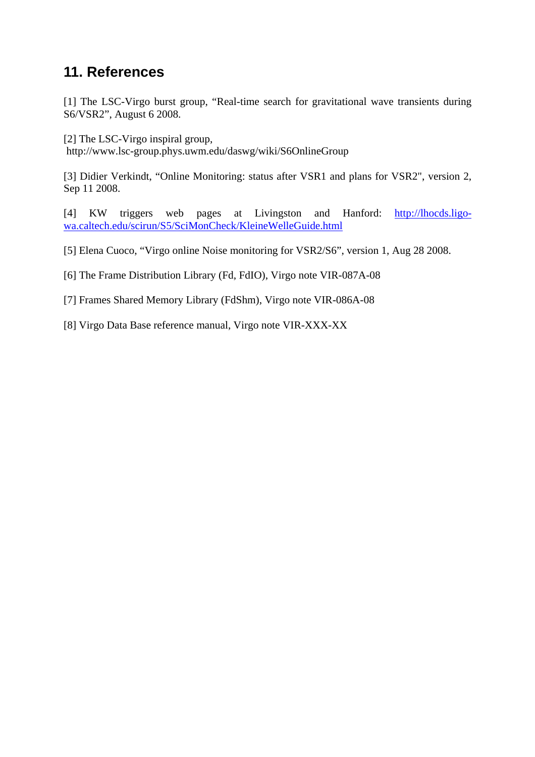## 11. References

[1] The LSC-Virgo burst group, "Real-time search for gravitational wave transients during S6/VSR2", August 6 2008.

[2] The LSC-Virgo inspiral group, http://www.lsc-group.phys.uwm.edu/daswg/wiki/S6OnlineGroup

[3] Didier Verkindt, "Online Monitoring: status after VSR1 and plans for VSR2", version 2, Sep 11 2008.

[4] KW triggers web pages at Livingston and Hanford: http://lhocds.ligo-wa.caltech.edu/scirun/S5/SciMonCheck/KleineWelleGuide.html

[5] Elena Cuoco, "Virgo online Noise monitoring for VSR2/S6", version 1, Aug 28 2008.

[6] The Frame Distribution Library (Fd, FdIO), Virgo note VIR-087A-08

[7] Frames Shared Memory Library (FdShm), Virgo note VIR-086A-08

[8] Virgo Data Base reference manual, Virgo note VIR-XXX-XX